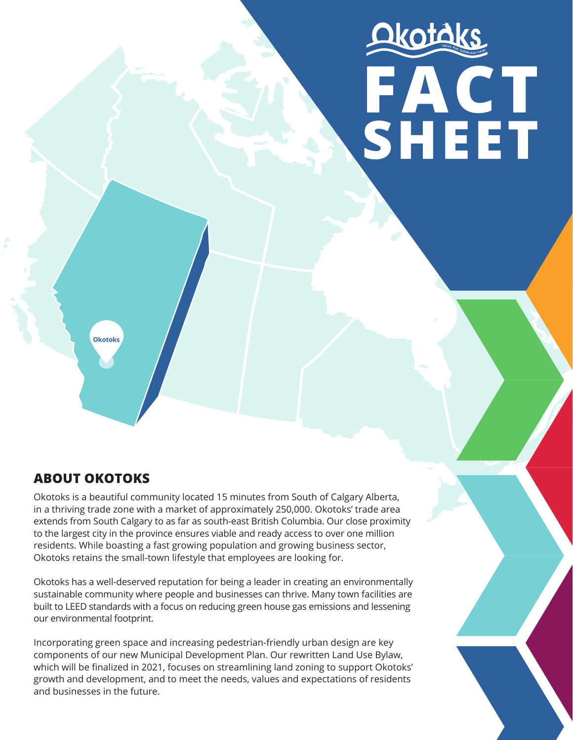# Okotoks FACT SHEET

## ABOUT OKOTOKS

Okotoks is a beautiful community located 15 minutes from South of Calgary Alberta, in a thriving trade zone with a market of approximately 250,000. Okotoks' trade area extends from South Calgary to as far as south-east British Columbia. Our close proximity to the largest city in the province ensures viable and ready access to over one million residents. While boasting a fast growing population and growing business sector, Okotoks retains the small-town lifestyle that employees are looking for.

Okotoks has a well-deserved reputation for being a leader in creating an environmentally sustainable community where people and businesses can thrive. Many town facilities are built to LEED standards with a focus on reducing green house gas emissions and lessening our environmental footprint.

Incorporating green space and increasing pedestrian-friendly urban design are key components of our new Municipal Development Plan. Our rewritten Land Use Bylaw, which will be finalized in 2021, focuses on streamlining land zoning to support Okotoks' growth and development, and to meet the needs, values and expectations of residents and businesses in the future.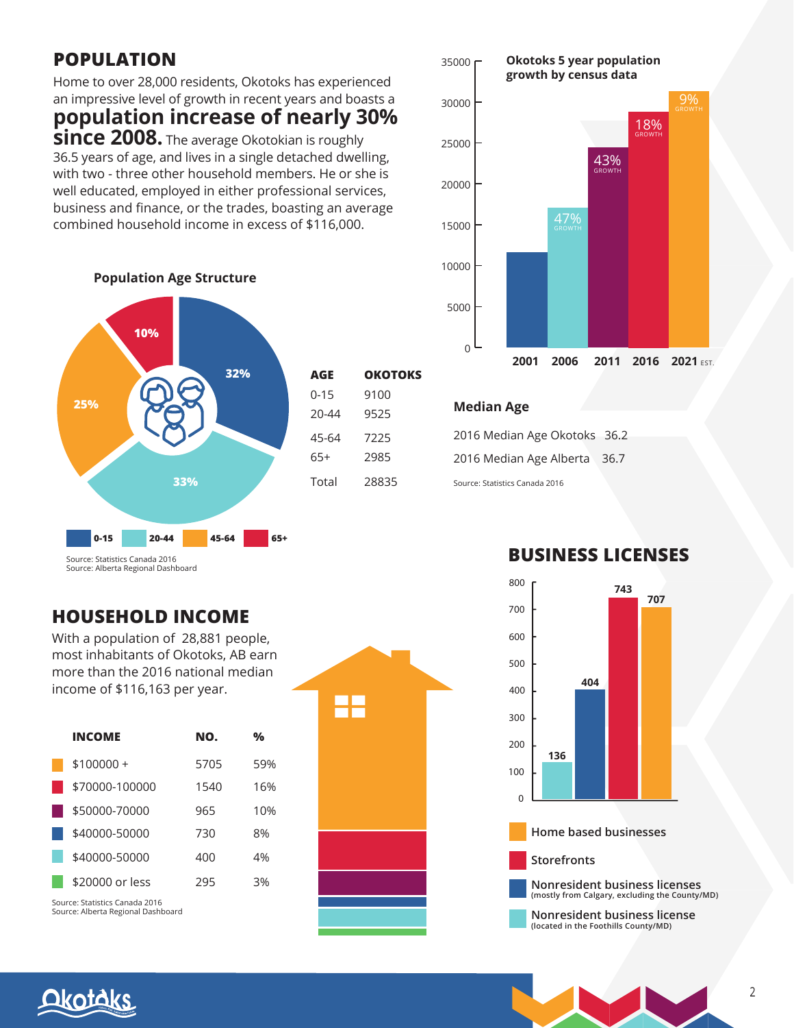## POPULATION

Home to over 28,000 residents, Okotoks has experienced an impressive level of growth in recent years and boasts a **population increase of nearly 30% since 2008.** The average Okotokian is roughly 36.5 years of age, and lives in a single detached dwelling, with two - three other household members. He or she is well educated, employed in either professional services, business and finance, or the trades, boasting an average combined household income in excess of $116,000.

### Population Age Structure

- 0-15: 32%
- 20-44: 33%
- 45-64: 25%
- 65+: 10%

| AGE | OKOTOKS |
| --- | --- |
| 0-15 | 9100 |
| 20-44 | 9525 |
| 45-64 | 7225 |
| 65+ | 2985 |
| Total | 28835 |

Source: Statistics Canada 2016
Source: Alberta Regional Dashboard

### Okotoks 5 year population growth by census data

| Year | Growth |
| --- | --- |
| 2001 | |
| 2006 | 47% GROWTH |
| 2011 | 43% GROWTH |
| 2016 | 18% GROWTH |
| 2021 EST. | 9% GROWTH |

### Median Age

2016 Median Age Okotoks 36.2

2016 Median Age Alberta 36.7

Source: Statistics Canada 2016

## HOUSEHOLD INCOME

With a population of 28,881 people, most inhabitants of Okotoks, AB earn more than the 2016 national median income of $116,163 per year.

| INCOME | NO. | % |
| --- | --- | --- |
| $100000 + | 5705 | 59% |
| $70000-100000 | 1540 | 16% |
| $50000-70000 | 965 | 10% |
| $40000-50000 | 730 | 8% |
| $40000-50000 | 400 | 4% |
| $20000 or less | 295 | 3% |

Source: Statistics Canada 2016
Source: Alberta Regional Dashboard

## BUSINESS LICENSES

| Category | Number |
| --- | --- |
| Nonresident business license (located in the Foothills County/MD) | 136 |
| Nonresident business licenses (mostly from Calgary, excluding the County/MD) | 404 |
| Storefronts | 743 |
| Home based businesses | 707 |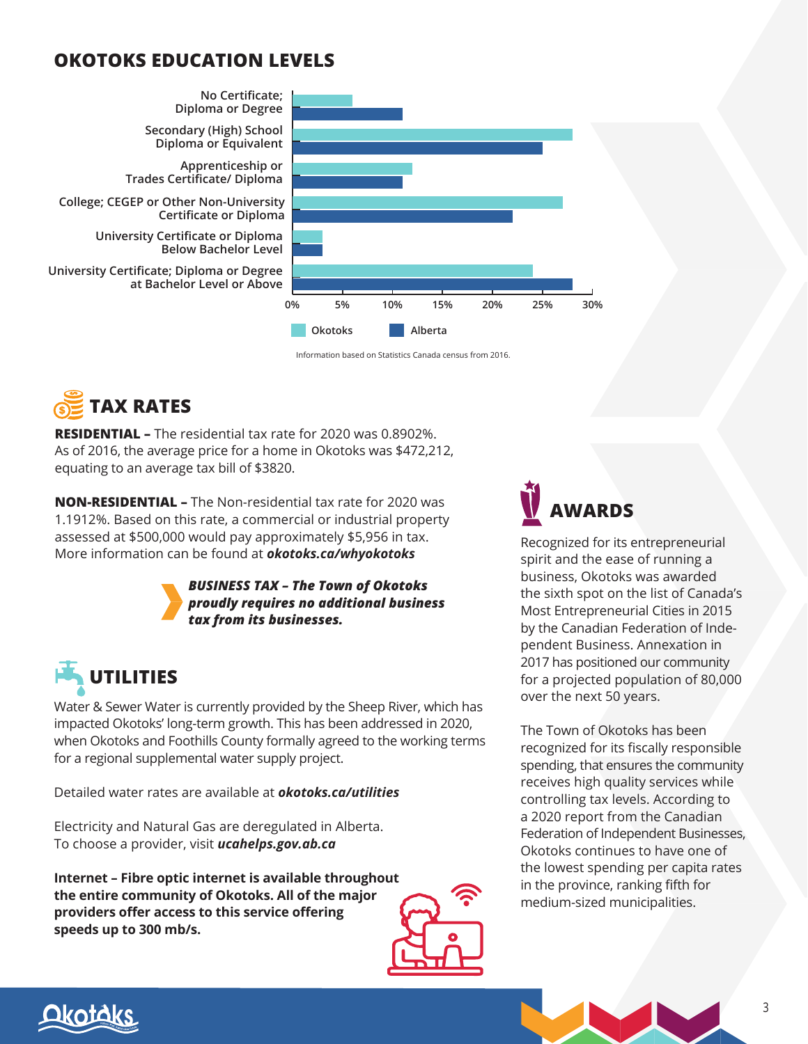## OKOTOKS EDUCATION LEVELS

| Education Level | Okotoks | Alberta |
|---|---|---|
| No Certificate; Diploma or Degree | 6% | 11% |
| Secondary (High) School Diploma or Equivalent | 28% | 25% |
| Apprenticeship or Trades Certificate/ Diploma | 12% | 11% |
| College; CEGEP or Other Non-University Certificate or Diploma | 27% | 22% |
| University Certificate or Diploma Below Bachelor Level | 3% | 3% |
| University Certificate; Diploma or Degree at Bachelor Level or Above | 24% | 28% |

Information based on Statistics Canada census from 2016.

## TAX RATES

**RESIDENTIAL –** The residential tax rate for 2020 was 0.8902%. As of 2016, the average price for a home in Okotoks was $472,212, equating to an average tax bill of $3820.

**NON-RESIDENTIAL –** The Non-residential tax rate for 2020 was 1.1912%. Based on this rate, a commercial or industrial property assessed at $500,000 would pay approximately $5,956 in tax. More information can be found at ***okotoks.ca/whyokotoks***

***BUSINESS TAX – The Town of Okotoks proudly requires no additional business tax from its businesses.***

## UTILITIES

Water & Sewer Water is currently provided by the Sheep River, which has impacted Okotoks' long-term growth. This has been addressed in 2020, when Okotoks and Foothills County formally agreed to the working terms for a regional supplemental water supply project.

Detailed water rates are available at ***okotoks.ca/utilities***

Electricity and Natural Gas are deregulated in Alberta. To choose a provider, visit ***ucahelps.gov.ab.ca***

**Internet – Fibre optic internet is available throughout the entire community of Okotoks. All of the major providers offer access to this service offering speeds up to 300 mb/s.**

## AWARDS

Recognized for its entrepreneurial spirit and the ease of running a business, Okotoks was awarded the sixth spot on the list of Canada's Most Entrepreneurial Cities in 2015 by the Canadian Federation of Independent Business. Annexation in 2017 has positioned our community for a projected population of 80,000 over the next 50 years.

The Town of Okotoks has been recognized for its fiscally responsible spending, that ensures the community receives high quality services while controlling tax levels. According to a 2020 report from the Canadian Federation of Independent Businesses, Okotoks continues to have one of the lowest spending per capita rates in the province, ranking fifth for medium-sized municipalities.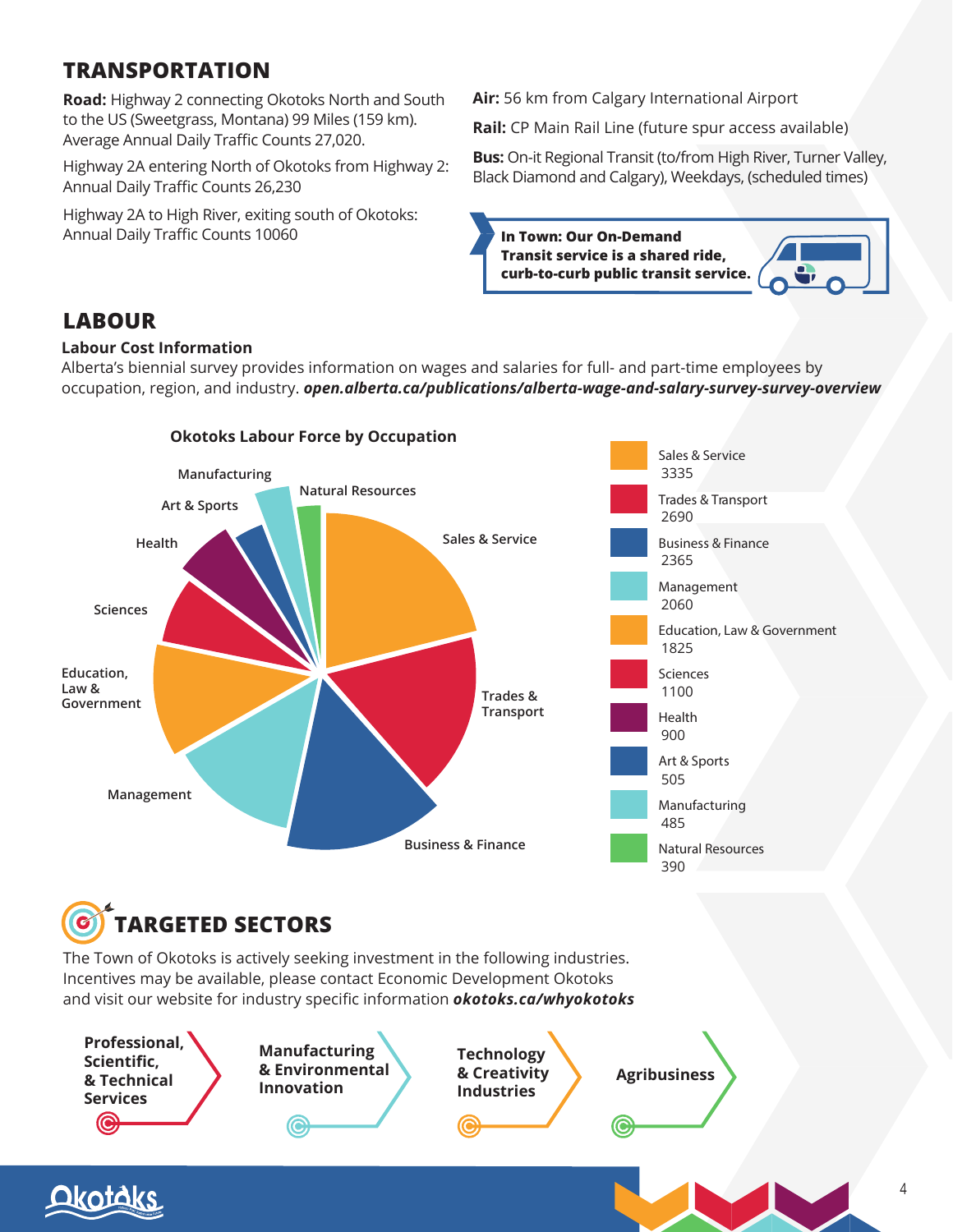## TRANSPORTATION

**Road:** Highway 2 connecting Okotoks North and South to the US (Sweetgrass, Montana) 99 Miles (159 km). Average Annual Daily Traffic Counts 27,020.

Highway 2A entering North of Okotoks from Highway 2: Annual Daily Traffic Counts 26,230

Highway 2A to High River, exiting south of Okotoks: Annual Daily Traffic Counts 10060

**Air:** 56 km from Calgary International Airport

**Rail:** CP Main Rail Line (future spur access available)

**Bus:** On-it Regional Transit (to/from High River, Turner Valley, Black Diamond and Calgary), Weekdays, (scheduled times)

**In Town: Our On-Demand Transit service is a shared ride, curb-to-curb public transit service.**

## LABOUR

### Labour Cost Information

Alberta's biennial survey provides information on wages and salaries for full- and part-time employees by occupation, region, and industry. ***open.alberta.ca/publications/alberta-wage-and-salary-survey-survey-overview***

**Okotoks Labour Force by Occupation**

| Occupation | Labour Force |
|---|---|
| Sales & Service | 3335 |
| Trades & Transport | 2690 |
| Business & Finance | 2365 |
| Management | 2060 |
| Education, Law & Government | 1825 |
| Sciences | 1100 |
| Health | 900 |
| Art & Sports | 505 |
| Manufacturing | 485 |
| Natural Resources | 390 |

## TARGETED SECTORS

The Town of Okotoks is actively seeking investment in the following industries. Incentives may be available, please contact Economic Development Okotoks and visit our website for industry specific information ***okotoks.ca/whyokotoks***

- **Professional, Scientific, & Technical Services**
- **Manufacturing & Environmental Innovation**
- **Technology & Creativity Industries**
- **Agribusiness**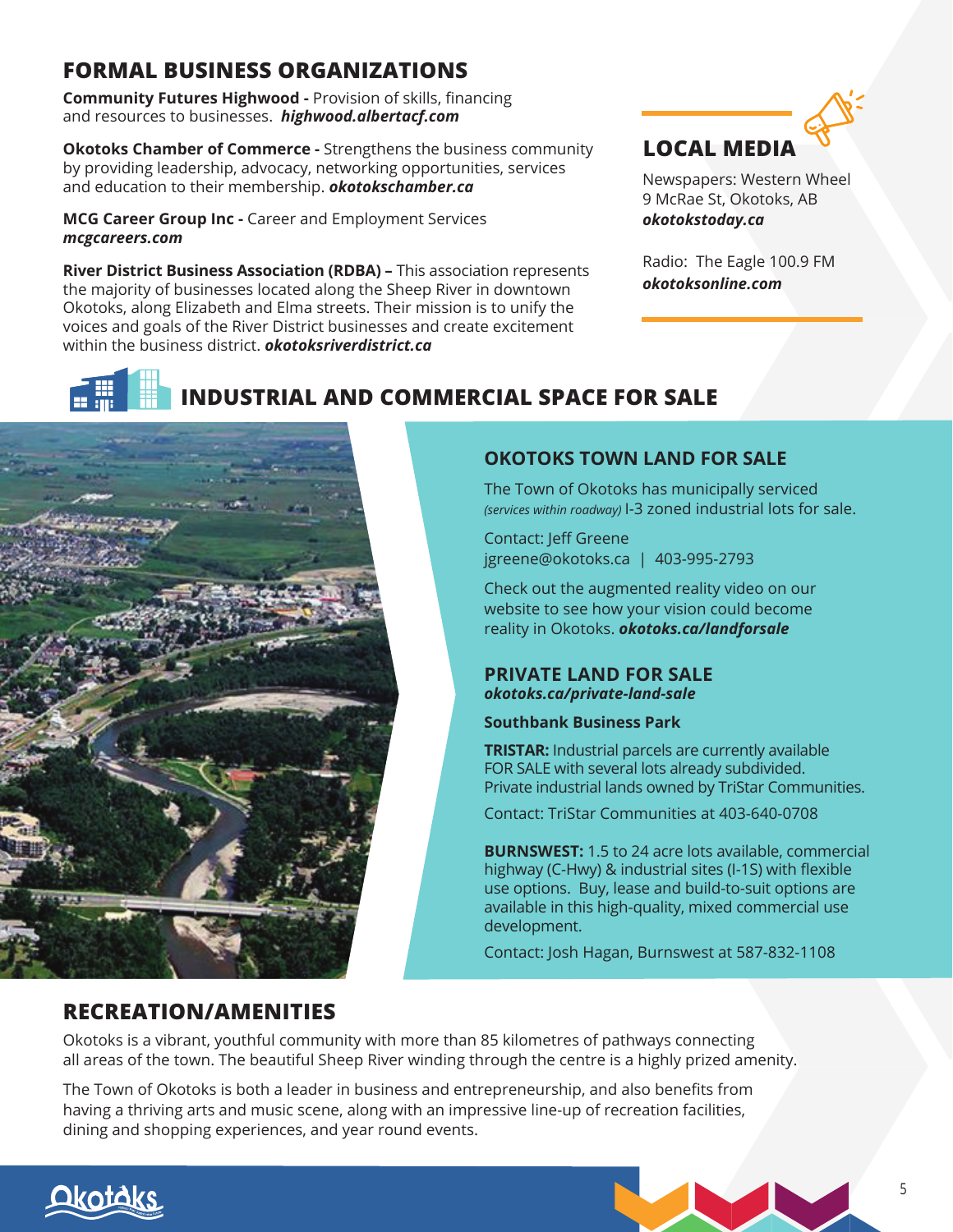## FORMAL BUSINESS ORGANIZATIONS

**Community Futures Highwood -** Provision of skills, financing and resources to businesses. ***highwood.albertacf.com***

**Okotoks Chamber of Commerce -** Strengthens the business community by providing leadership, advocacy, networking opportunities, services and education to their membership. ***okotokschamber.ca***

**MCG Career Group Inc -** Career and Employment Services ***mcgcareers.com***

**River District Business Association (RDBA) –** This association represents the majority of businesses located along the Sheep River in downtown Okotoks, along Elizabeth and Elma streets. Their mission is to unify the voices and goals of the River District businesses and create excitement within the business district. ***okotoksriverdistrict.ca***

## LOCAL MEDIA

Newspapers: Western Wheel
9 McRae St, Okotoks, AB
***okotokstoday.ca***

Radio: The Eagle 100.9 FM
***okotoksonline.com***

## INDUSTRIAL AND COMMERCIAL SPACE FOR SALE

### OKOTOKS TOWN LAND FOR SALE

The Town of Okotoks has municipally serviced *(services within roadway)* I-3 zoned industrial lots for sale.

Contact: Jeff Greene
jgreene@okotoks.ca | 403-995-2793

Check out the augmented reality video on our website to see how your vision could become reality in Okotoks. ***okotoks.ca/landforsale***

### PRIVATE LAND FOR SALE

***okotoks.ca/private-land-sale***

**Southbank Business Park**

**TRISTAR:** Industrial parcels are currently available FOR SALE with several lots already subdivided. Private industrial lands owned by TriStar Communities.

Contact: TriStar Communities at 403-640-0708

**BURNSWEST:** 1.5 to 24 acre lots available, commercial highway (C-Hwy) & industrial sites (I-1S) with flexible use options. Buy, lease and build-to-suit options are available in this high-quality, mixed commercial use development.

Contact: Josh Hagan, Burnswest at 587-832-1108

## RECREATION/AMENITIES

Okotoks is a vibrant, youthful community with more than 85 kilometres of pathways connecting all areas of the town. The beautiful Sheep River winding through the centre is a highly prized amenity.

The Town of Okotoks is both a leader in business and entrepreneurship, and also benefits from having a thriving arts and music scene, along with an impressive line-up of recreation facilities, dining and shopping experiences, and year round events.